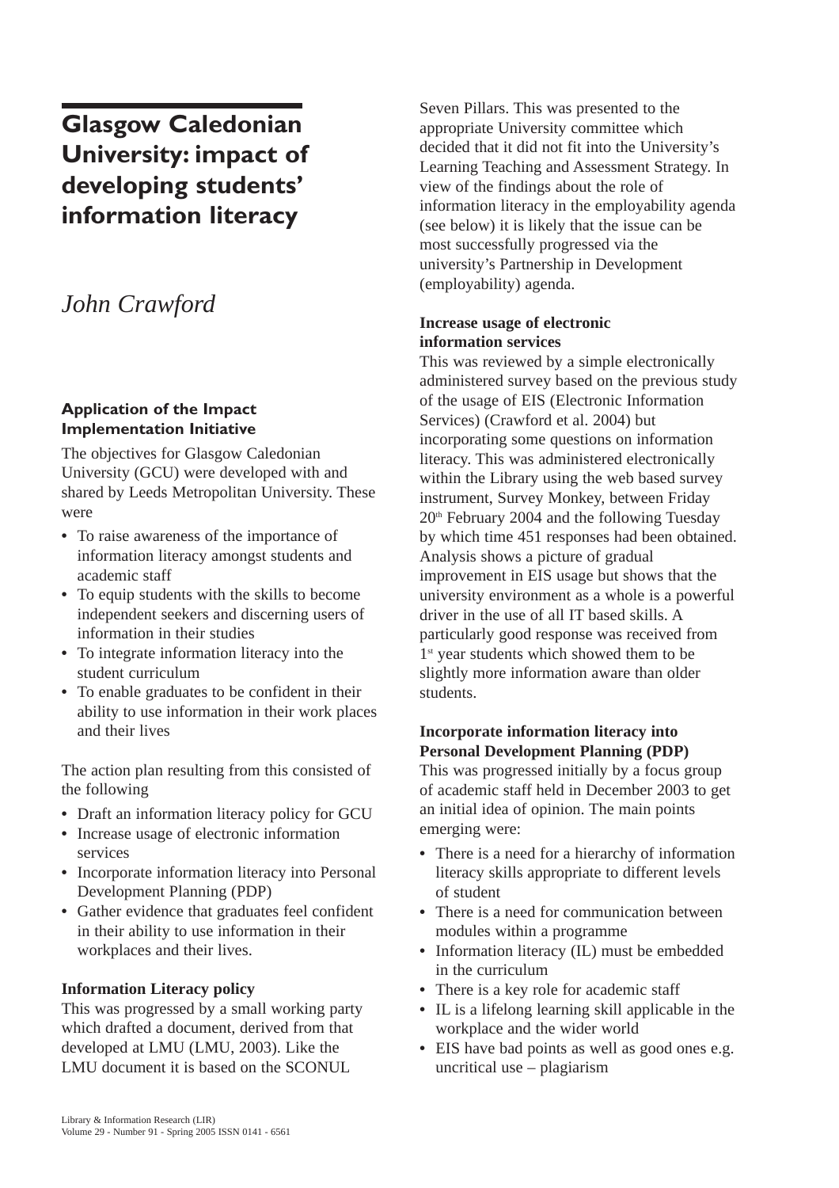# Glasgow Caledonian University: impact of developing students' information literacy

*John Crawford*

### Application of the Impact Implementation Initiative

The objectives for Glasgow Caledonian University (GCU) were developed with and shared by Leeds Metropolitan University. These were

- To raise awareness of the importance of information literacy amongst students and academic staff
- To equip students with the skills to become independent seekers and discerning users of information in their studies
- To integrate information literacy into the student curriculum
- To enable graduates to be confident in their ability to use information in their work places and their lives

The action plan resulting from this consisted of the following

- Draft an information literacy policy for GCU
- Increase usage of electronic information services
- Incorporate information literacy into Personal Development Planning (PDP)
- Gather evidence that graduates feel confident in their ability to use information in their workplaces and their lives.

**Information Literacy policy**

This was progressed by a small working party which drafted a document, derived from that developed at LMU (LMU, 2003). Like the LMU document it is based on the SCONUL Seven Pillars. This was presented to the appropriate University committee which decided that it did not fit into the University's Learning Teaching and Assessment Strategy. In view of the findings about the role of information literacy in the employability agenda (see below) it is likely that the issue can be most successfully progressed via the university's Partnership in Development (employability) agenda.

**Increase usage of electronic information services**

This was reviewed by a simple electronically administered survey based on the previous study of the usage of EIS (Electronic Information Services) (Crawford et al. 2004) but incorporating some questions on information literacy. This was administered electronically within the Library using the web based survey instrument, Survey Monkey, between Friday 20th February 2004 and the following Tuesday by which time 451 responses had been obtained. Analysis shows a picture of gradual improvement in EIS usage but shows that the university environment as a whole is a powerful driver in the use of all IT based skills. A particularly good response was received from 1st year students which showed them to be slightly more information aware than older students.

**Incorporate information literacy into Personal Development Planning (PDP)**

This was progressed initially by a focus group of academic staff held in December 2003 to get an initial idea of opinion. The main points emerging were:

- There is a need for a hierarchy of information literacy skills appropriate to different levels of student
- There is a need for communication between modules within a programme
- Information literacy (IL) must be embedded in the curriculum
- There is a key role for academic staff
- IL is a lifelong learning skill applicable in the workplace and the wider world
- EIS have bad points as well as good ones e.g. uncritical use – plagiarism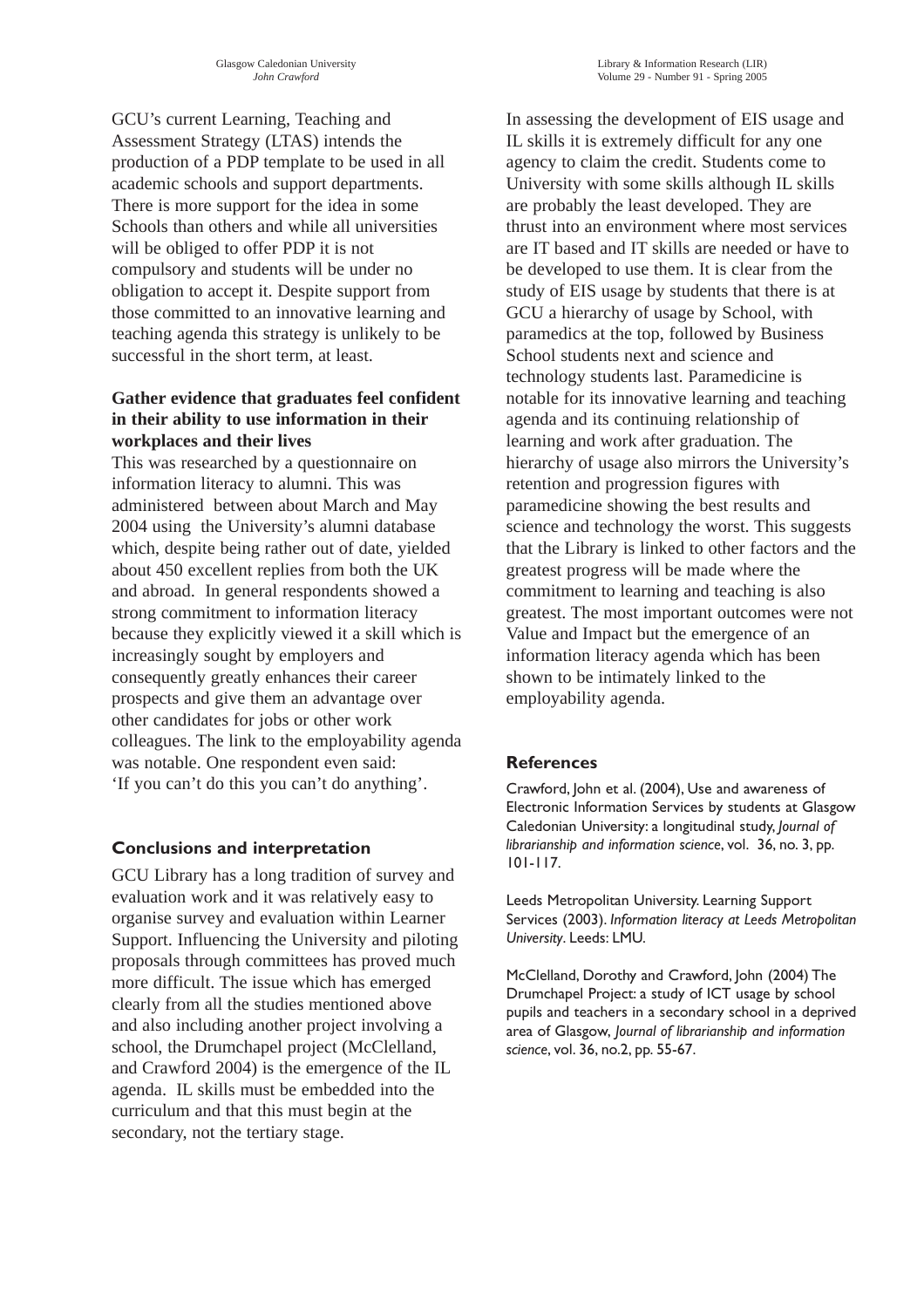GCU's current Learning, Teaching and Assessment Strategy (LTAS) intends the production of a PDP template to be used in all academic schools and support departments. There is more support for the idea in some Schools than others and while all universities will be obliged to offer PDP it is not compulsory and students will be under no obligation to accept it. Despite support from those committed to an innovative learning and teaching agenda this strategy is unlikely to be successful in the short term, at least.

**Gather evidence that graduates feel confident in their ability to use information in their workplaces and their lives**

This was researched by a questionnaire on information literacy to alumni. This was administered between about March and May 2004 using the University's alumni database which, despite being rather out of date, yielded about 450 excellent replies from both the UK and abroad. In general respondents showed a strong commitment to information literacy because they explicitly viewed it a skill which is increasingly sought by employers and consequently greatly enhances their career prospects and give them an advantage over other candidates for jobs or other work colleagues. The link to the employability agenda was notable. One respondent even said: 'If you can't do this you can't do anything'.

## Conclusions and interpretation

GCU Library has a long tradition of survey and evaluation work and it was relatively easy to organise survey and evaluation within Learner Support. Influencing the University and piloting proposals through committees has proved much more difficult. The issue which has emerged clearly from all the studies mentioned above and also including another project involving a school, the Drumchapel project (McClelland, and Crawford 2004) is the emergence of the IL agenda. IL skills must be embedded into the curriculum and that this must begin at the secondary, not the tertiary stage.

In assessing the development of EIS usage and IL skills it is extremely difficult for any one agency to claim the credit. Students come to University with some skills although IL skills are probably the least developed. They are thrust into an environment where most services are IT based and IT skills are needed or have to be developed to use them. It is clear from the study of EIS usage by students that there is at GCU a hierarchy of usage by School, with paramedics at the top, followed by Business School students next and science and technology students last. Paramedicine is notable for its innovative learning and teaching agenda and its continuing relationship of learning and work after graduation. The hierarchy of usage also mirrors the University's retention and progression figures with paramedicine showing the best results and science and technology the worst. This suggests that the Library is linked to other factors and the greatest progress will be made where the commitment to learning and teaching is also greatest. The most important outcomes were not Value and Impact but the emergence of an information literacy agenda which has been shown to be intimately linked to the employability agenda.

## References

Crawford, John et al. (2004), Use and awareness of Electronic Information Services by students at Glasgow Caledonian University: a longitudinal study, *Journal of librarianship and information science*, vol. 36, no. 3, pp. 101-117.

Leeds Metropolitan University. Learning Support Services (2003). *Information literacy at Leeds Metropolitan University*. Leeds: LMU.

McClelland, Dorothy and Crawford, John (2004) The Drumchapel Project: a study of ICT usage by school pupils and teachers in a secondary school in a deprived area of Glasgow, *Journal of librarianship and information science*, vol. 36, no.2, pp. 55-67.